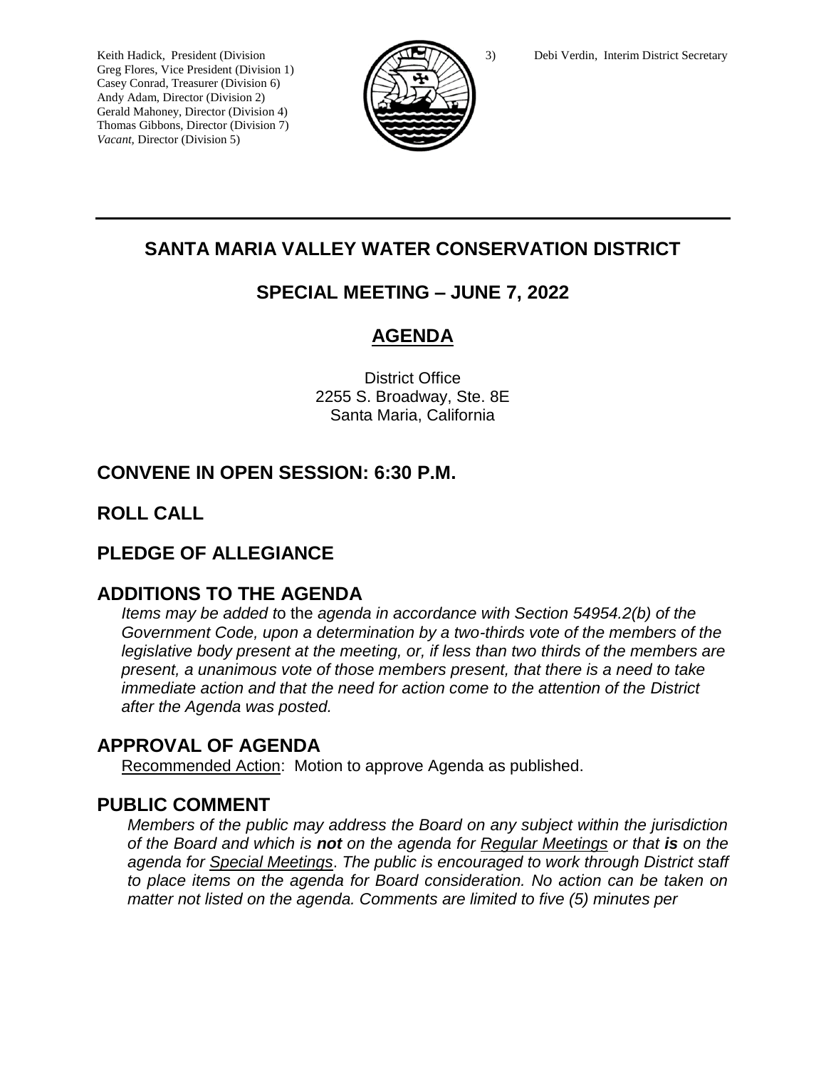Keith Hadick, President (Division 3)
Greg Flores, Vice President (Division 1)
Casey Conrad, Treasurer (Division 6)
Andy Adam, Director (Division 2)
Gerald Mahoney, Director (Division 4)
Thomas Gibbons, Director (Division 7)
*Vacant,* Director (Division 5)

Debi Verdin, Interim District Secretary

# SANTA MARIA VALLEY WATER CONSERVATION DISTRICT

## SPECIAL MEETING – JUNE 7, 2022

## AGENDA

District Office
2255 S. Broadway, Ste. 8E
Santa Maria, California

## CONVENE IN OPEN SESSION: 6:30 P.M.

## ROLL CALL

## PLEDGE OF ALLEGIANCE

## ADDITIONS TO THE AGENDA

*Items may be added to the agenda in accordance with Section 54954.2(b) of the Government Code, upon a determination by a two-thirds vote of the members of the legislative body present at the meeting, or, if less than two thirds of the members are present, a unanimous vote of those members present, that there is a need to take immediate action and that the need for action come to the attention of the District after the Agenda was posted.*

## APPROVAL OF AGENDA

Recommended Action: Motion to approve Agenda as published.

## PUBLIC COMMENT

*Members of the public may address the Board on any subject within the jurisdiction of the Board and which is **not** on the agenda for Regular Meetings or that **is** on the agenda for Special Meetings. The public is encouraged to work through District staff to place items on the agenda for Board consideration. No action can be taken on matter not listed on the agenda. Comments are limited to five (5) minutes per*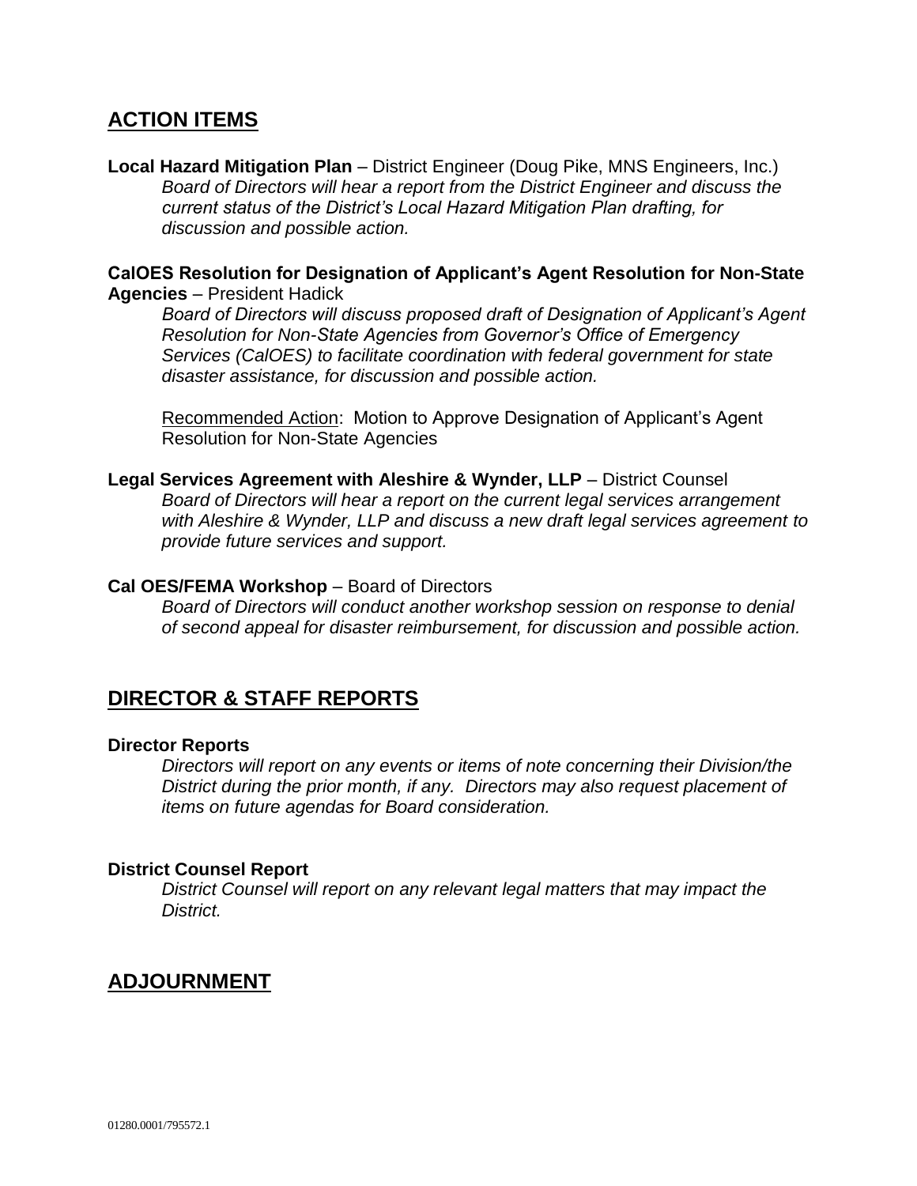## ACTION ITEMS

**Local Hazard Mitigation Plan** – District Engineer (Doug Pike, MNS Engineers, Inc.)

*Board of Directors will hear a report from the District Engineer and discuss the current status of the District's Local Hazard Mitigation Plan drafting, for discussion and possible action.*

**CalOES Resolution for Designation of Applicant's Agent Resolution for Non-State Agencies** – President Hadick

*Board of Directors will discuss proposed draft of Designation of Applicant's Agent Resolution for Non-State Agencies from Governor's Office of Emergency Services (CalOES) to facilitate coordination with federal government for state disaster assistance, for discussion and possible action.*

Recommended Action: Motion to Approve Designation of Applicant's Agent Resolution for Non-State Agencies

**Legal Services Agreement with Aleshire & Wynder, LLP** – District Counsel

*Board of Directors will hear a report on the current legal services arrangement with Aleshire & Wynder, LLP and discuss a new draft legal services agreement to provide future services and support.*

**Cal OES/FEMA Workshop** – Board of Directors

*Board of Directors will conduct another workshop session on response to denial of second appeal for disaster reimbursement, for discussion and possible action.*

## DIRECTOR & STAFF REPORTS

**Director Reports**

*Directors will report on any events or items of note concerning their Division/the District during the prior month, if any. Directors may also request placement of items on future agendas for Board consideration.*

**District Counsel Report**

*District Counsel will report on any relevant legal matters that may impact the District.*

## ADJOURNMENT

01280.0001/795572.1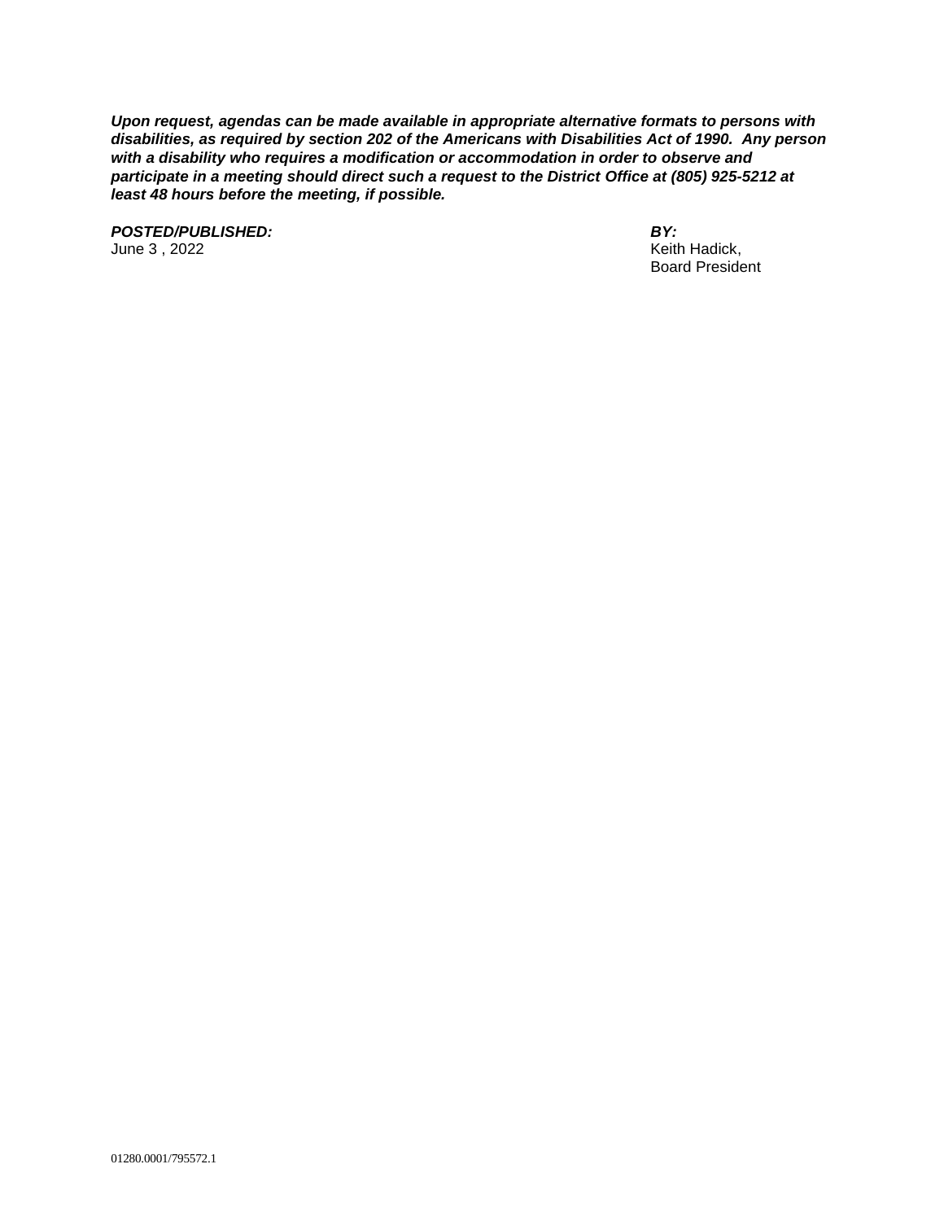***Upon request, agendas can be made available in appropriate alternative formats to persons with disabilities, as required by section 202 of the Americans with Disabilities Act of 1990. Any person with a disability who requires a modification or accommodation in order to observe and participate in a meeting should direct such a request to the District Office at (805) 925-5212 at least 48 hours before the meeting, if possible.***

| | |
|---|---|
| ***POSTED/PUBLISHED:*** | ***BY:*** |
| June 3 , 2022 | Keith Hadick, |
| | Board President |

01280.0001/795572.1